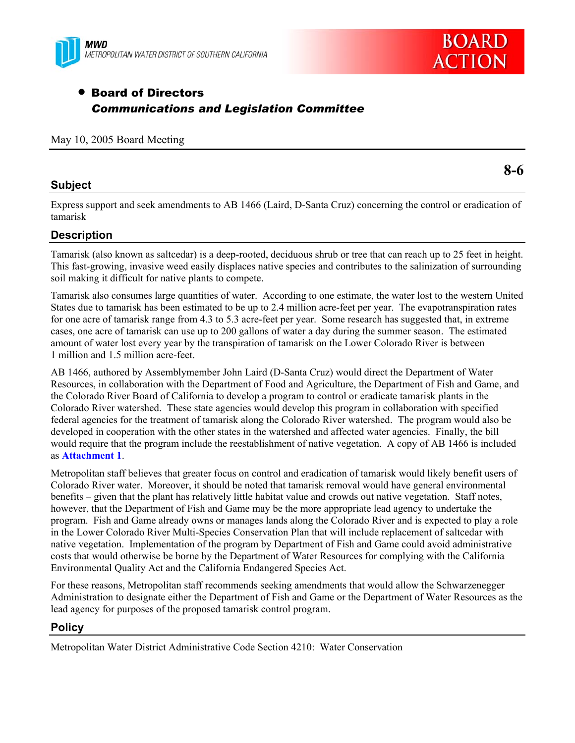MWD
METROPOLITAN WATER DISTRICT OF SOUTHERN CALIFORNIA

BOARD ACTION

- **Board of Directors**
  ***Communications and Legislation Committee***

May 10, 2005 Board Meeting

**8-6**

## Subject

Express support and seek amendments to AB 1466 (Laird, D-Santa Cruz) concerning the control or eradication of tamarisk

## Description

Tamarisk (also known as saltcedar) is a deep-rooted, deciduous shrub or tree that can reach up to 25 feet in height. This fast-growing, invasive weed easily displaces native species and contributes to the salinization of surrounding soil making it difficult for native plants to compete.

Tamarisk also consumes large quantities of water. According to one estimate, the water lost to the western United States due to tamarisk has been estimated to be up to 2.4 million acre-feet per year. The evapotranspiration rates for one acre of tamarisk range from 4.3 to 5.3 acre-feet per year. Some research has suggested that, in extreme cases, one acre of tamarisk can use up to 200 gallons of water a day during the summer season. The estimated amount of water lost every year by the transpiration of tamarisk on the Lower Colorado River is between 1 million and 1.5 million acre-feet.

AB 1466, authored by Assemblymember John Laird (D-Santa Cruz) would direct the Department of Water Resources, in collaboration with the Department of Food and Agriculture, the Department of Fish and Game, and the Colorado River Board of California to develop a program to control or eradicate tamarisk plants in the Colorado River watershed. These state agencies would develop this program in collaboration with specified federal agencies for the treatment of tamarisk along the Colorado River watershed. The program would also be developed in cooperation with the other states in the watershed and affected water agencies. Finally, the bill would require that the program include the reestablishment of native vegetation. A copy of AB 1466 is included as **Attachment 1**.

Metropolitan staff believes that greater focus on control and eradication of tamarisk would likely benefit users of Colorado River water. Moreover, it should be noted that tamarisk removal would have general environmental benefits – given that the plant has relatively little habitat value and crowds out native vegetation. Staff notes, however, that the Department of Fish and Game may be the more appropriate lead agency to undertake the program. Fish and Game already owns or manages lands along the Colorado River and is expected to play a role in the Lower Colorado River Multi-Species Conservation Plan that will include replacement of saltcedar with native vegetation. Implementation of the program by Department of Fish and Game could avoid administrative costs that would otherwise be borne by the Department of Water Resources for complying with the California Environmental Quality Act and the California Endangered Species Act.

For these reasons, Metropolitan staff recommends seeking amendments that would allow the Schwarzenegger Administration to designate either the Department of Fish and Game or the Department of Water Resources as the lead agency for purposes of the proposed tamarisk control program.

## Policy

Metropolitan Water District Administrative Code Section 4210: Water Conservation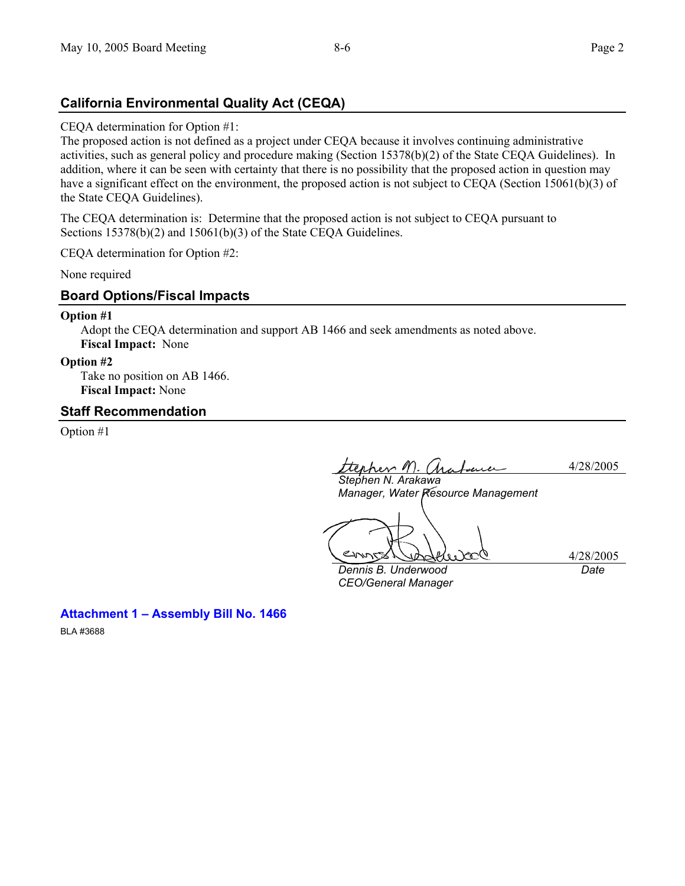## California Environmental Quality Act (CEQA)

CEQA determination for Option #1:

The proposed action is not defined as a project under CEQA because it involves continuing administrative activities, such as general policy and procedure making (Section 15378(b)(2) of the State CEQA Guidelines). In addition, where it can be seen with certainty that there is no possibility that the proposed action in question may have a significant effect on the environment, the proposed action is not subject to CEQA (Section 15061(b)(3) of the State CEQA Guidelines).

The CEQA determination is: Determine that the proposed action is not subject to CEQA pursuant to Sections 15378(b)(2) and 15061(b)(3) of the State CEQA Guidelines.

CEQA determination for Option #2:

None required

## Board Options/Fiscal Impacts

**Option #1**

Adopt the CEQA determination and support AB 1466 and seek amendments as noted above.
**Fiscal Impact:** None

**Option #2**

Take no position on AB 1466.
**Fiscal Impact:** None

## Staff Recommendation

Option #1

*Stephen N. Arakawa*
*Manager, Water Resource Management*
4/28/2005

*Dennis B. Underwood*
*CEO/General Manager*
4/28/2005
*Date*

**Attachment 1 – Assembly Bill No. 1466**

BLA #3688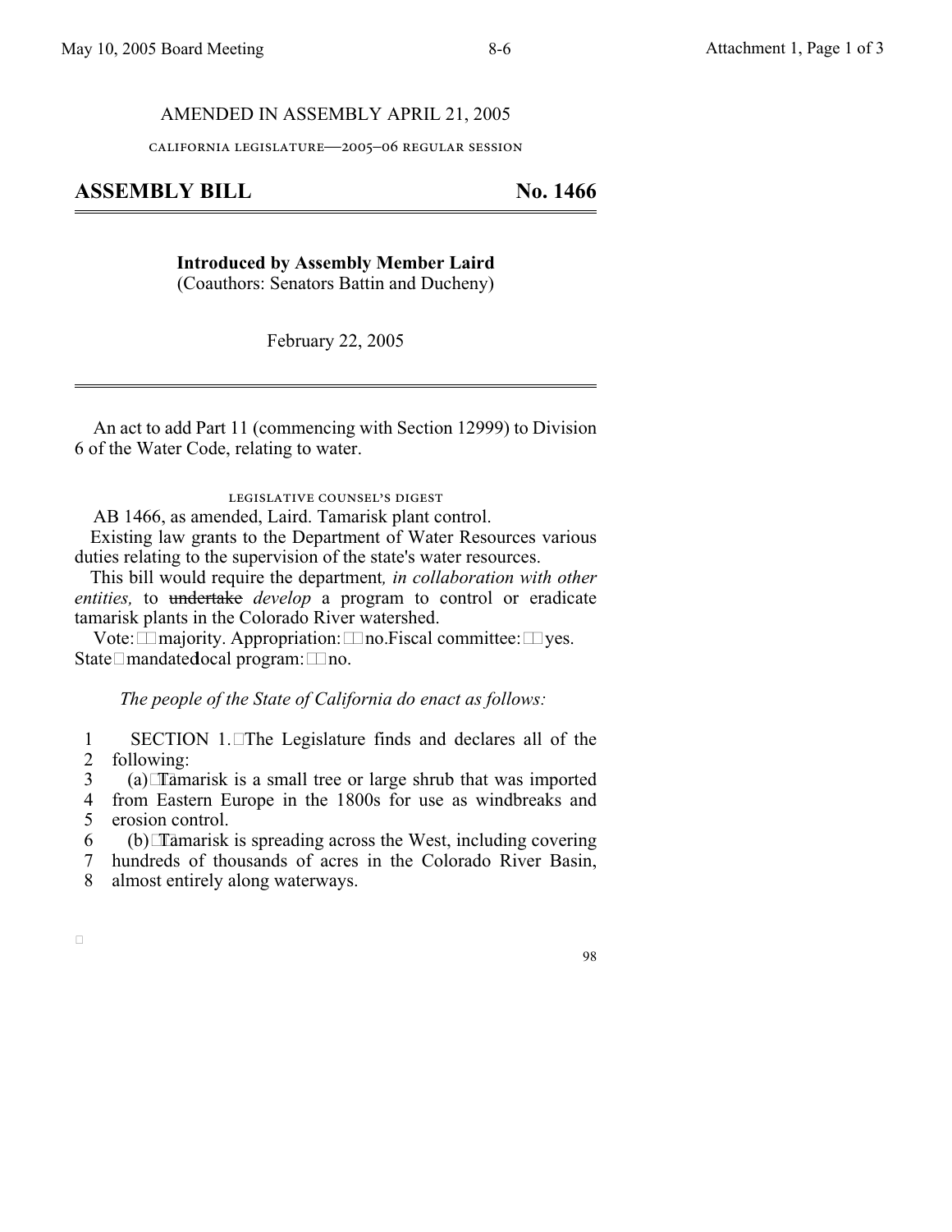AMENDED IN ASSEMBLY APRIL 21, 2005

CALIFORNIA LEGISLATURE—2005–06 REGULAR SESSION

# ASSEMBLY BILL No. 1466

**Introduced by Assembly Member Laird**
(Coauthors: Senators Battin and Ducheny)

February 22, 2005

An act to add Part 11 (commencing with Section 12999) to Division 6 of the Water Code, relating to water.

LEGISLATIVE COUNSEL'S DIGEST

AB 1466, as amended, Laird. Tamarisk plant control.

Existing law grants to the Department of Water Resources various duties relating to the supervision of the state's water resources.

This bill would require the department*, in collaboration with other entities,* to ~~undertake~~ *develop* a program to control or eradicate tamarisk plants in the Colorado River watershed.

Vote: majority. Appropriation: no. Fiscal committee: yes. State-mandated local program: no.

*The people of the State of California do enact as follows:*

1 SECTION 1. The Legislature finds and declares all of the
2 following:
3 (a) Tamarisk is a small tree or large shrub that was imported
4 from Eastern Europe in the 1800s for use as windbreaks and
5 erosion control.
6 (b) Tamarisk is spreading across the West, including covering
7 hundreds of thousands of acres in the Colorado River Basin,
8 almost entirely along waterways.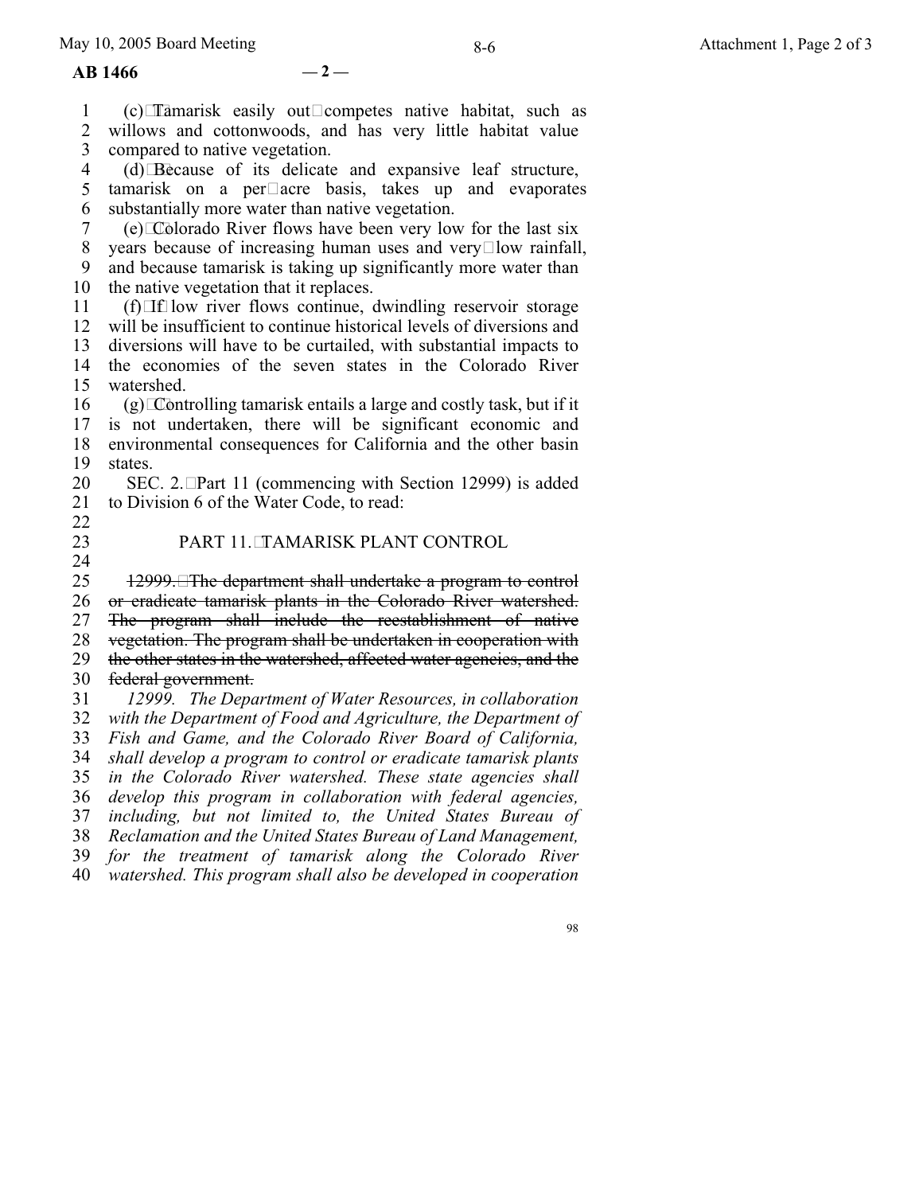(c) Tamarisk easily out-competes native habitat, such as willows and cottonwoods, and has very little habitat value compared to native vegetation.

(d) Because of its delicate and expansive leaf structure, tamarisk on a per-acre basis, takes up and evaporates substantially more water than native vegetation.

(e) Colorado River flows have been very low for the last six years because of increasing human uses and very low rainfall, and because tamarisk is taking up significantly more water than the native vegetation that it replaces.

(f) If low river flows continue, dwindling reservoir storage will be insufficient to continue historical levels of diversions and diversions will have to be curtailed, with substantial impacts to the economies of the seven states in the Colorado River watershed.

(g) Controlling tamarisk entails a large and costly task, but if it is not undertaken, there will be significant economic and environmental consequences for California and the other basin states.

SEC. 2. Part 11 (commencing with Section 12999) is added to Division 6 of the Water Code, to read:

## PART 11. TAMARISK PLANT CONTROL

~~12999. The department shall undertake a program to control or eradicate tamarisk plants in the Colorado River watershed. The program shall include the reestablishment of native vegetation. The program shall be undertaken in cooperation with the other states in the watershed, affected water agencies, and the federal government.~~

*12999. The Department of Water Resources, in collaboration with the Department of Food and Agriculture, the Department of Fish and Game, and the Colorado River Board of California, shall develop a program to control or eradicate tamarisk plants in the Colorado River watershed. These state agencies shall develop this program in collaboration with federal agencies, including, but not limited to, the United States Bureau of Reclamation and the United States Bureau of Land Management, for the treatment of tamarisk along the Colorado River watershed. This program shall also be developed in cooperation*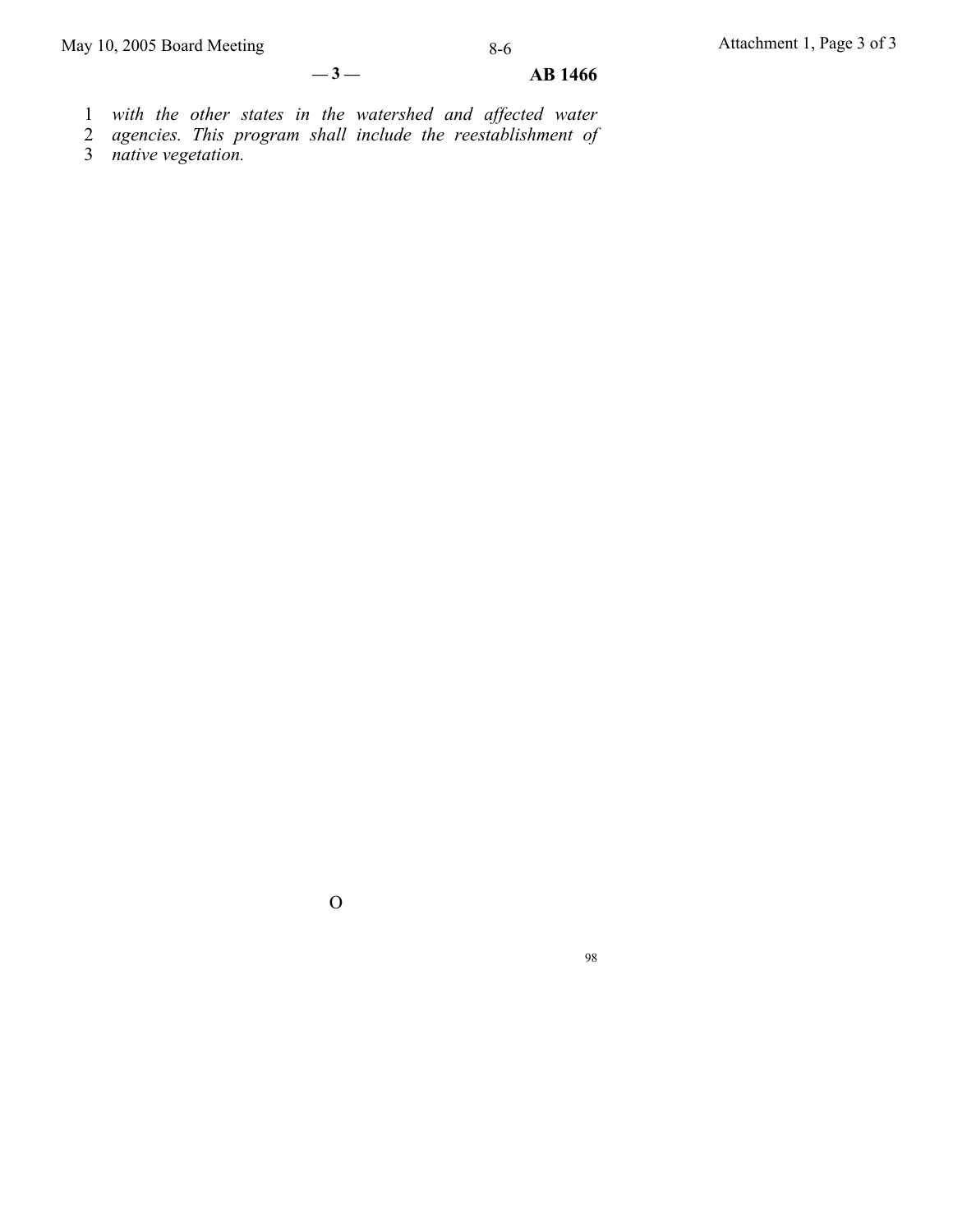*with the other states in the watershed and affected water agencies. This program shall include the reestablishment of native vegetation.*

O